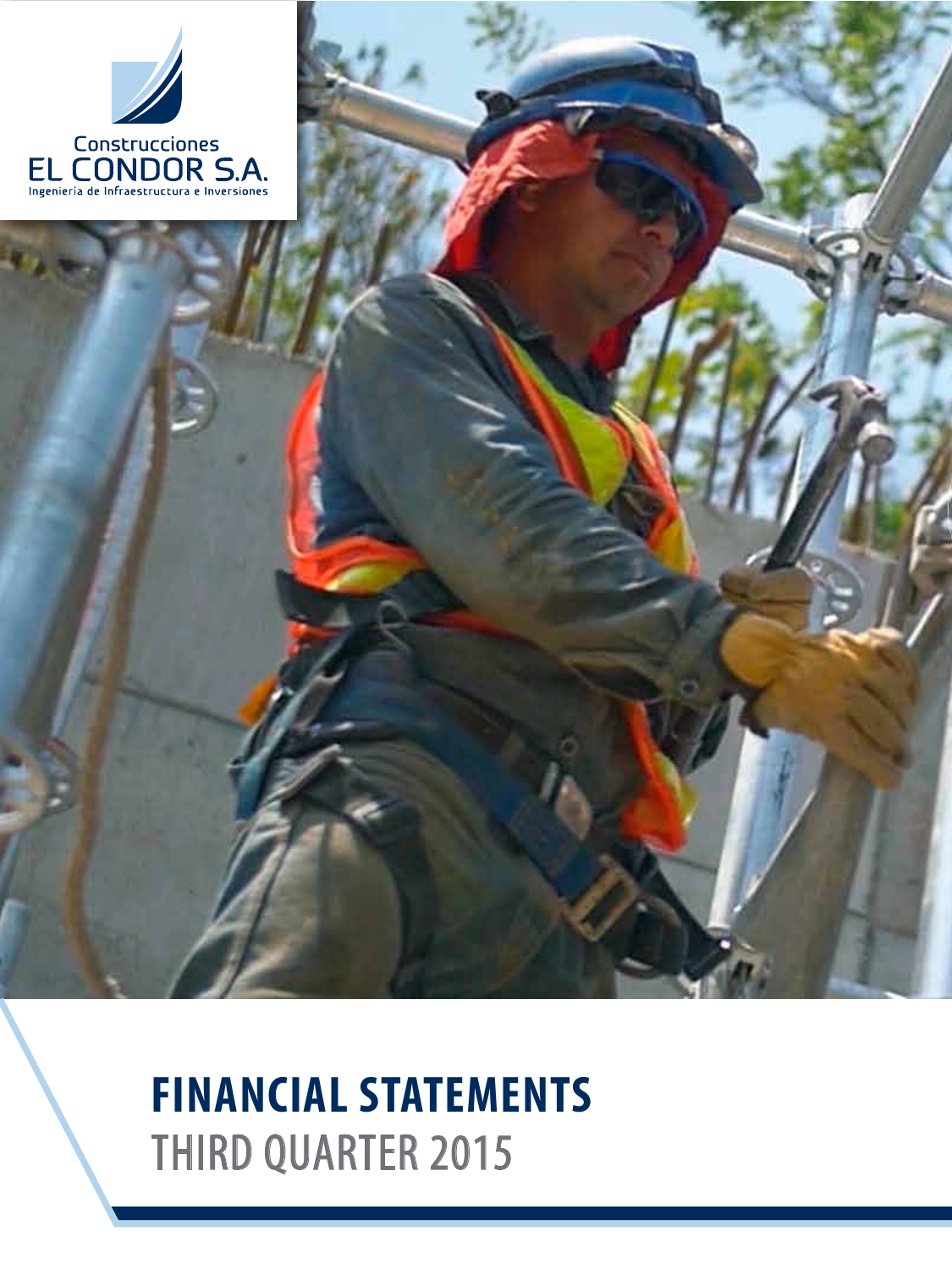Construcciones
EL CONDOR S.A.
Ingenieria de Infraestructura e Inversiones

# FINANCIAL STATEMENTS
## THIRD QUARTER 2015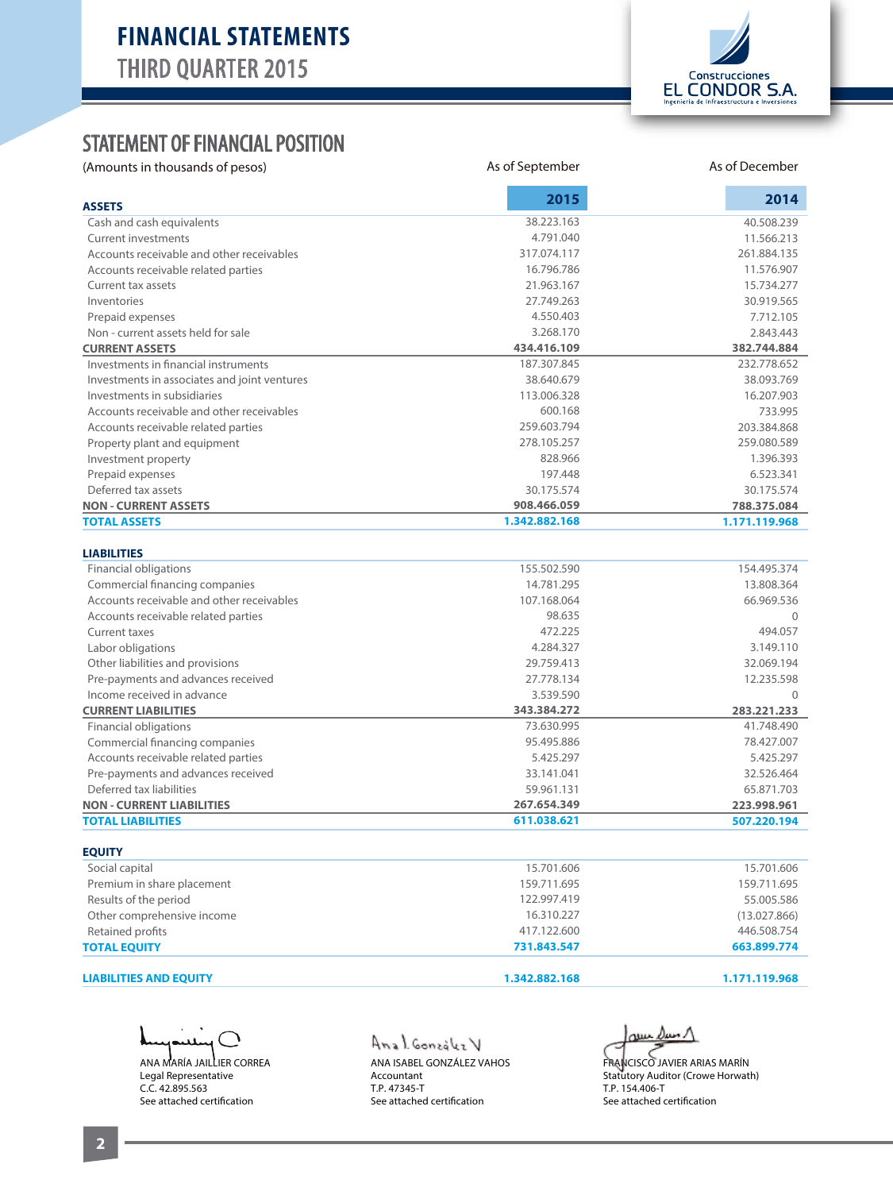# FINANCIAL STATEMENTS
## THIRD QUARTER 2015

Construcciones EL CONDOR S.A. Ingeniería de Infraestructura e Inversiones

## STATEMENT OF FINANCIAL POSITION

| (Amounts in thousands of pesos) | As of September 2015 | As of December 2014 |
|---|---|---|
| **ASSETS** | | |
| Cash and cash equivalents | 38.223.163 | 40.508.239 |
| Current investments | 4.791.040 | 11.566.213 |
| Accounts receivable and other receivables | 317.074.117 | 261.884.135 |
| Accounts receivable related parties | 16.796.786 | 11.576.907 |
| Current tax assets | 21.963.167 | 15.734.277 |
| Inventories | 27.749.263 | 30.919.565 |
| Prepaid expenses | 4.550.403 | 7.712.105 |
| Non - current assets held for sale | 3.268.170 | 2.843.443 |
| **CURRENT ASSETS** | **434.416.109** | **382.744.884** |
| Investments in financial instruments | 187.307.845 | 232.778.652 |
| Investments in associates and joint ventures | 38.640.679 | 38.093.769 |
| Investments in subsidiaries | 113.006.328 | 16.207.903 |
| Accounts receivable and other receivables | 600.168 | 733.995 |
| Accounts receivable related parties | 259.603.794 | 203.384.868 |
| Property plant and equipment | 278.105.257 | 259.080.589 |
| Investment property | 828.966 | 1.396.393 |
| Prepaid expenses | 197.448 | 6.523.341 |
| Deferred tax assets | 30.175.574 | 30.175.574 |
| **NON - CURRENT ASSETS** | **908.466.059** | **788.375.084** |
| **TOTAL ASSETS** | **1.342.882.168** | **1.171.119.968** |
| **LIABILITIES** | | |
| Financial obligations | 155.502.590 | 154.495.374 |
| Commercial financing companies | 14.781.295 | 13.808.364 |
| Accounts receivable and other receivables | 107.168.064 | 66.969.536 |
| Accounts receivable related parties | 98.635 | 0 |
| Current taxes | 472.225 | 494.057 |
| Labor obligations | 4.284.327 | 3.149.110 |
| Other liabilities and provisions | 29.759.413 | 32.069.194 |
| Pre-payments and advances received | 27.778.134 | 12.235.598 |
| Income received in advance | 3.539.590 | 0 |
| **CURRENT LIABILITIES** | **343.384.272** | **283.221.233** |
| Financial obligations | 73.630.995 | 41.748.490 |
| Commercial financing companies | 95.495.886 | 78.427.007 |
| Accounts receivable related parties | 5.425.297 | 5.425.297 |
| Pre-payments and advances received | 33.141.041 | 32.526.464 |
| Deferred tax liabilities | 59.961.131 | 65.871.703 |
| **NON - CURRENT LIABILITIES** | **267.654.349** | **223.998.961** |
| **TOTAL LIABILITIES** | **611.038.621** | **507.220.194** |
| **EQUITY** | | |
| Social capital | 15.701.606 | 15.701.606 |
| Premium in share placement | 159.711.695 | 159.711.695 |
| Results of the period | 122.997.419 | 55.005.586 |
| Other comprehensive income | 16.310.227 | (13.027.866) |
| Retained profits | 417.122.600 | 446.508.754 |
| **TOTAL EQUITY** | **731.843.547** | **663.899.774** |
| **LIABILITIES AND EQUITY** | **1.342.882.168** | **1.171.119.968** |

ANA MARÍA JAILLIER CORREA
Legal Representative
C.C. 42.895.563
See attached certification

ANA ISABEL GONZÁLEZ VAHOS
Accountant
T.P. 47345-T
See attached certification

FRANCISCO JAVIER ARIAS MARÍN
Statutory Auditor (Crowe Horwath)
T.P. 154.406-T
See attached certification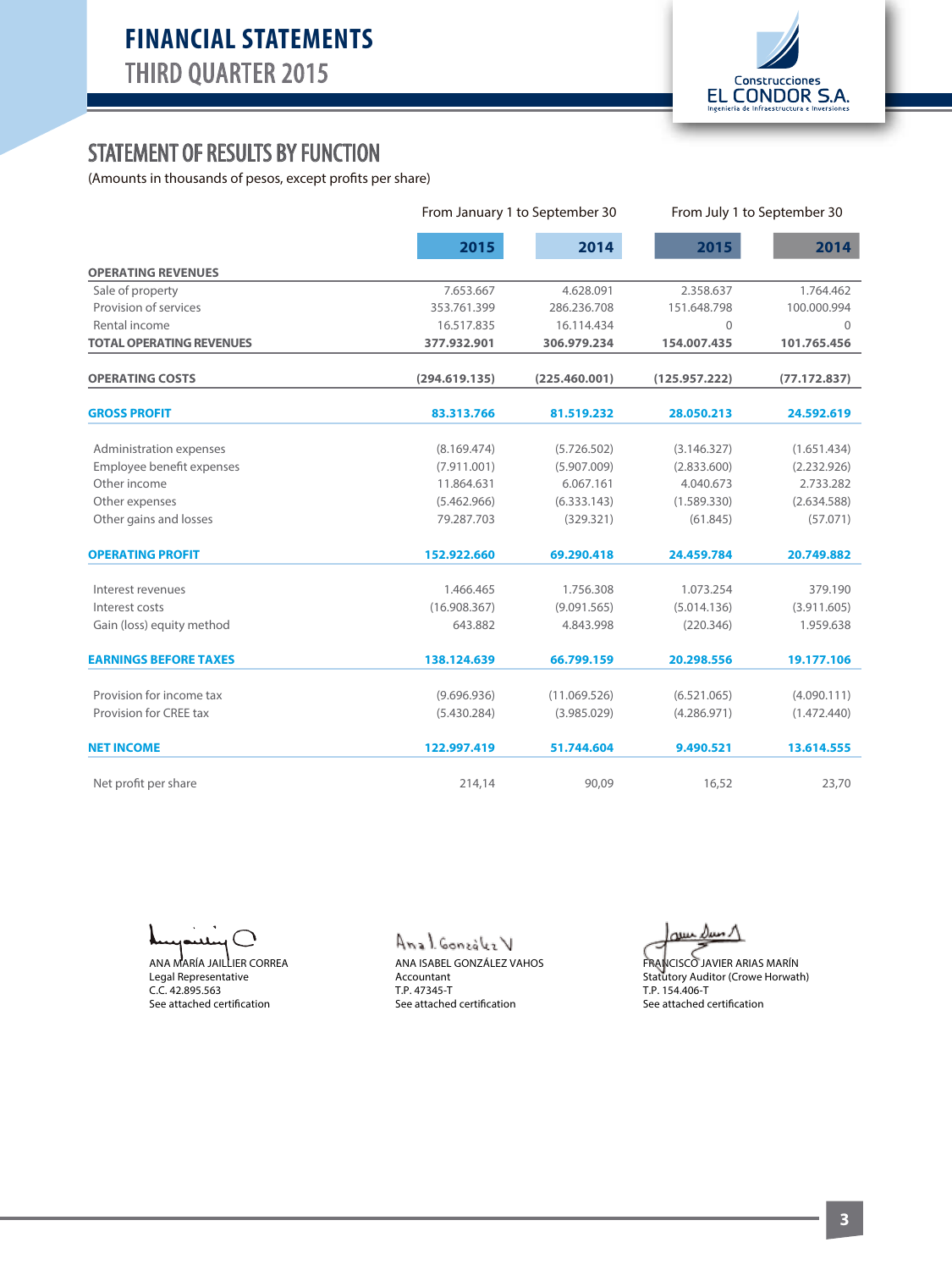# FINANCIAL STATEMENTS
## THIRD QUARTER 2015

Construcciones EL CONDOR S.A.
Ingeniería de Infraestructura e Inversiones

## STATEMENT OF RESULTS BY FUNCTION

(Amounts in thousands of pesos, except profits per share)

| | From January 1 to September 30 | | From July 1 to September 30 | |
|---|---|---|---|---|
| | **2015** | **2014** | **2015** | **2014** |
| **OPERATING REVENUES** | | | | |
| Sale of property | 7.653.667 | 4.628.091 | 2.358.637 | 1.764.462 |
| Provision of services | 353.761.399 | 286.236.708 | 151.648.798 | 100.000.994 |
| Rental income | 16.517.835 | 16.114.434 | 0 | 0 |
| **TOTAL OPERATING REVENUES** | **377.932.901** | **306.979.234** | **154.007.435** | **101.765.456** |
| **OPERATING COSTS** | **(294.619.135)** | **(225.460.001)** | **(125.957.222)** | **(77.172.837)** |
| **GROSS PROFIT** | **83.313.766** | **81.519.232** | **28.050.213** | **24.592.619** |
| Administration expenses | (8.169.474) | (5.726.502) | (3.146.327) | (1.651.434) |
| Employee benefit expenses | (7.911.001) | (5.907.009) | (2.833.600) | (2.232.926) |
| Other income | 11.864.631 | 6.067.161 | 4.040.673 | 2.733.282 |
| Other expenses | (5.462.966) | (6.333.143) | (1.589.330) | (2.634.588) |
| Other gains and losses | 79.287.703 | (329.321) | (61.845) | (57.071) |
| **OPERATING PROFIT** | **152.922.660** | **69.290.418** | **24.459.784** | **20.749.882** |
| Interest revenues | 1.466.465 | 1.756.308 | 1.073.254 | 379.190 |
| Interest costs | (16.908.367) | (9.091.565) | (5.014.136) | (3.911.605) |
| Gain (loss) equity method | 643.882 | 4.843.998 | (220.346) | 1.959.638 |
| **EARNINGS BEFORE TAXES** | **138.124.639** | **66.799.159** | **20.298.556** | **19.177.106** |
| Provision for income tax | (9.696.936) | (11.069.526) | (6.521.065) | (4.090.111) |
| Provision for CREE tax | (5.430.284) | (3.985.029) | (4.286.971) | (1.472.440) |
| **NET INCOME** | **122.997.419** | **51.744.604** | **9.490.521** | **13.614.555** |
| Net profit per share | 214,14 | 90,09 | 16,52 | 23,70 |

ANA MARÍA JAILLIER CORREA
Legal Representative
C.C. 42.895.563
See attached certification

ANA ISABEL GONZÁLEZ VAHOS
Accountant
T.P. 47345-T
See attached certification

FRANCISCO JAVIER ARIAS MARÍN
Statutory Auditor (Crowe Horwath)
T.P. 154.406-T
See attached certification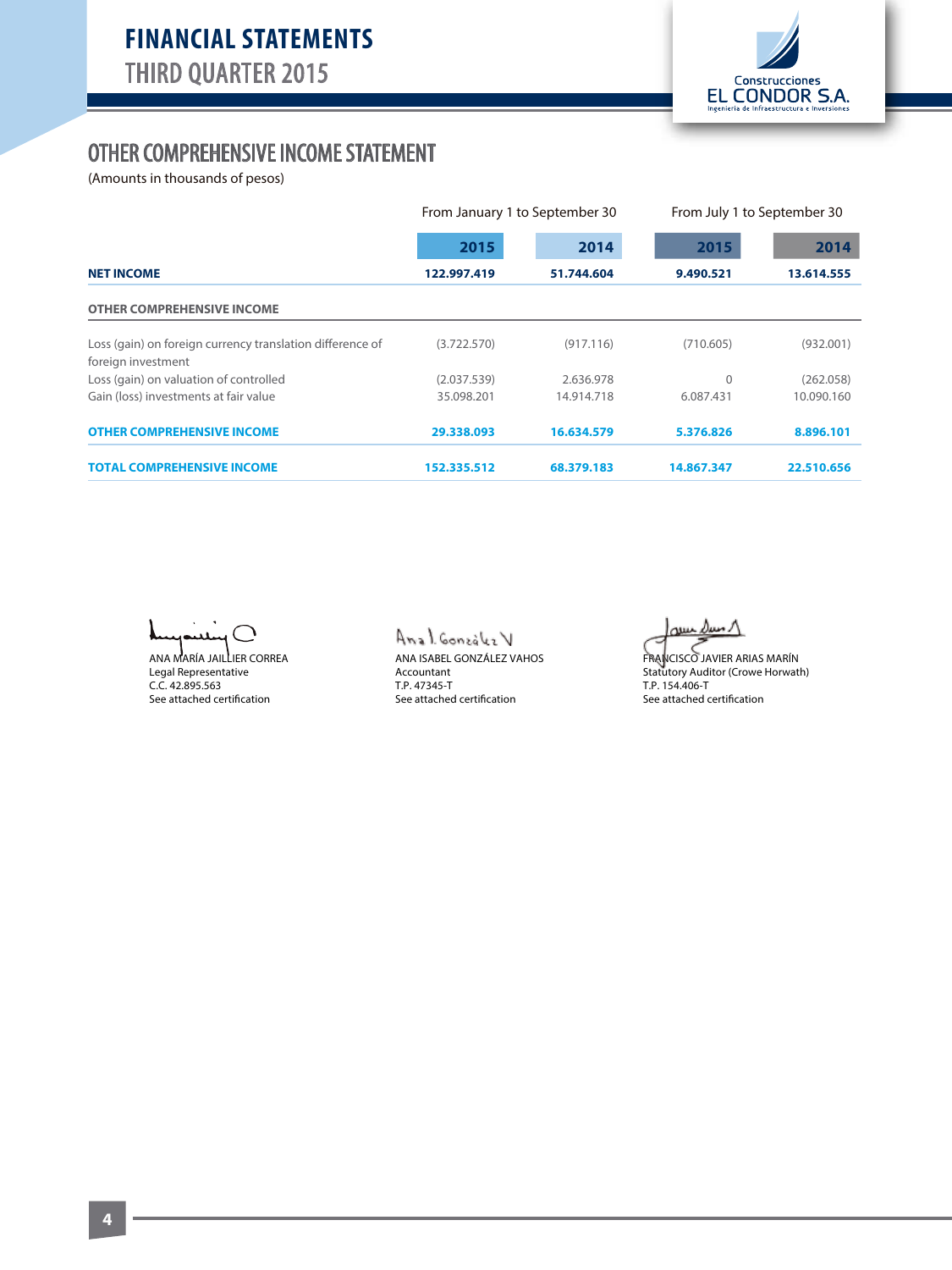# OTHER COMPREHENSIVE INCOME STATEMENT

(Amounts in thousands of pesos)

| | From January 1 to September 30 | | From July 1 to September 30 | |
|---|---|---|---|---|
| | **2015** | **2014** | **2015** | **2014** |
| **NET INCOME** | **122.997.419** | **51.744.604** | **9.490.521** | **13.614.555** |
| **OTHER COMPREHENSIVE INCOME** | | | | |
| Loss (gain) on foreign currency translation difference of foreign investment | (3.722.570) | (917.116) | (710.605) | (932.001) |
| Loss (gain) on valuation of controlled | (2.037.539) | 2.636.978 | 0 | (262.058) |
| Gain (loss) investments at fair value | 35.098.201 | 14.914.718 | 6.087.431 | 10.090.160 |
| **OTHER COMPREHENSIVE INCOME** | **29.338.093** | **16.634.579** | **5.376.826** | **8.896.101** |
| **TOTAL COMPREHENSIVE INCOME** | **152.335.512** | **68.379.183** | **14.867.347** | **22.510.656** |

ANA MARÍA JAILLIER CORREA
Legal Representative
C.C. 42.895.563
See attached certification

ANA ISABEL GONZÁLEZ VAHOS
Accountant
T.P. 47345-T
See attached certification

FRANCISCO JAVIER ARIAS MARÍN
Statutory Auditor (Crowe Horwath)
T.P. 154.406-T
See attached certification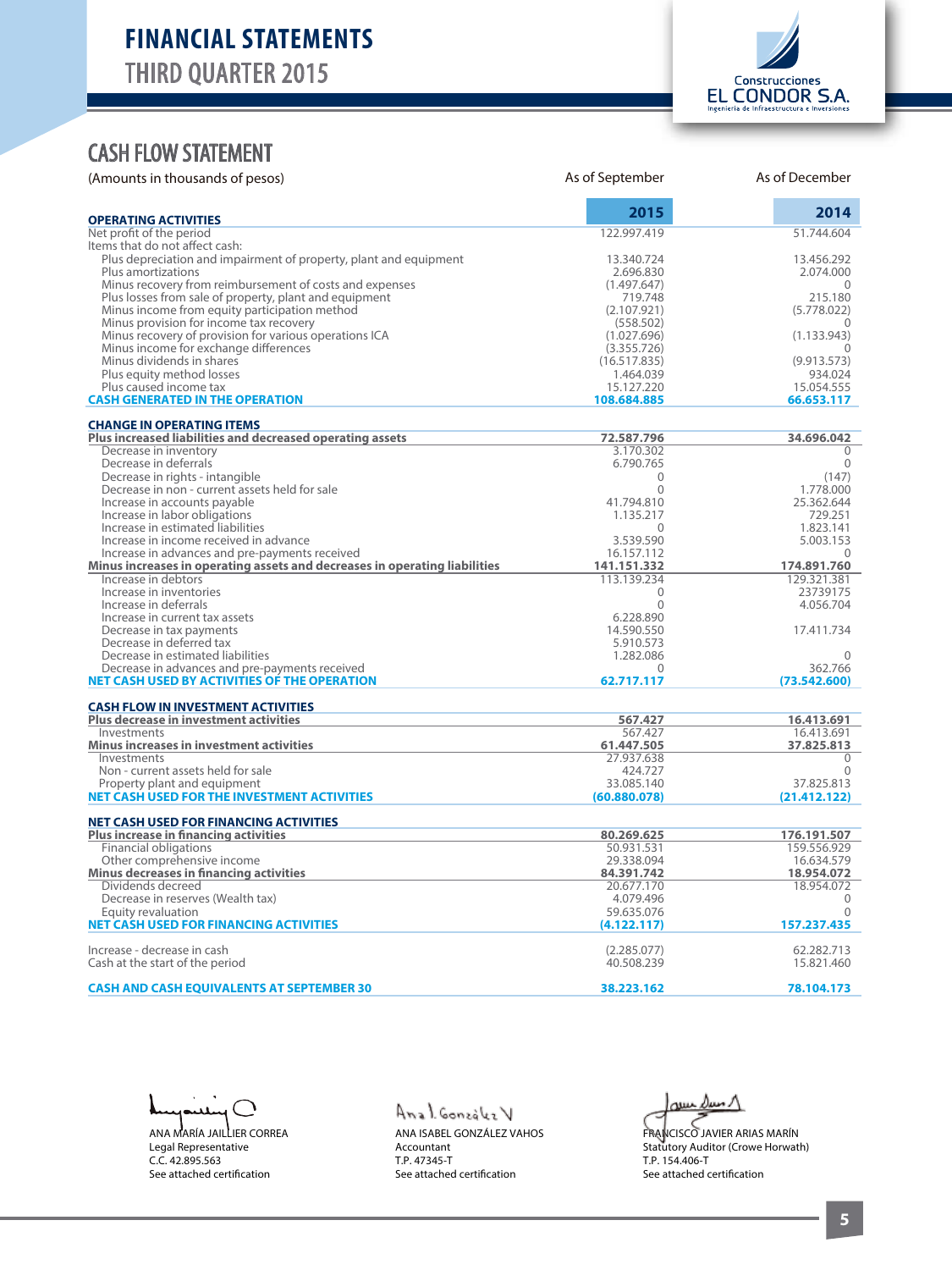# FINANCIAL STATEMENTS
## THIRD QUARTER 2015

## CASH FLOW STATEMENT

| (Amounts in thousands of pesos) | As of September 2015 | As of December 2014 |
|---|---|---|
| **OPERATING ACTIVITIES** | | |
| Net profit of the period | 122.997.419 | 51.744.604 |
| Items that do not affect cash: | | |
| Plus depreciation and impairment of property, plant and equipment | 13.340.724 | 13.456.292 |
| Plus amortizations | 2.696.830 | 2.074.000 |
| Minus recovery from reimbursement of costs and expenses | (1.497.647) | 0 |
| Plus losses from sale of property, plant and equipment | 719.748 | 215.180 |
| Minus income from equity participation method | (2.107.921) | (5.778.022) |
| Minus provision for income tax recovery | (558.502) | 0 |
| Minus recovery of provision for various operations ICA | (1.027.696) | (1.133.943) |
| Minus income for exchange differences | (3.355.726) | 0 |
| Minus dividends in shares | (16.517.835) | (9.913.573) |
| Plus equity method losses | 1.464.039 | 934.024 |
| Plus caused income tax | 15.127.220 | 15.054.555 |
| **CASH GENERATED IN THE OPERATION** | **108.684.885** | **66.653.117** |
| **CHANGE IN OPERATING ITEMS** | | |
| **Plus increased liabilities and decreased operating assets** | **72.587.796** | **34.696.042** |
| Decrease in inventory | 3.170.302 | 0 |
| Decrease in deferrals | 6.790.765 | 0 |
| Decrease in rights - intangible | 0 | (147) |
| Decrease in non - current assets held for sale | 0 | 1.778.000 |
| Increase in accounts payable | 41.794.810 | 25.362.644 |
| Increase in labor obligations | 1.135.217 | 729.251 |
| Increase in estimated liabilities | 0 | 1.823.141 |
| Increase in income received in advance | 3.539.590 | 5.003.153 |
| Increase in advances and pre-payments received | 16.157.112 | 0 |
| **Minus increases in operating assets and decreases in operating liabilities** | **141.151.332** | **174.891.760** |
| Increase in debtors | 113.139.234 | 129.321.381 |
| Increase in inventories | 0 | 23739175 |
| Increase in deferrals | 0 | 4.056.704 |
| Increase in current tax assets | 6.228.890 | |
| Decrease in tax payments | 14.590.550 | 17.411.734 |
| Decrease in deferred tax | 5.910.573 | |
| Decrease in estimated liabilities | 1.282.086 | 0 |
| Decrease in advances and pre-payments received | 0 | 362.766 |
| **NET CASH USED BY ACTIVITIES OF THE OPERATION** | **62.717.117** | **(73.542.600)** |
| **CASH FLOW IN INVESTMENT ACTIVITIES** | | |
| **Plus decrease in investment activities** | **567.427** | **16.413.691** |
| Investments | 567.427 | 16.413.691 |
| **Minus increases in investment activities** | **61.447.505** | **37.825.813** |
| Investments | 27.937.638 | 0 |
| Non - current assets held for sale | 424.727 | 0 |
| Property plant and equipment | 33.085.140 | 37.825.813 |
| **NET CASH USED FOR THE INVESTMENT ACTIVITIES** | **(60.880.078)** | **(21.412.122)** |
| **NET CASH USED FOR FINANCING ACTIVITIES** | | |
| **Plus increase in financing activities** | **80.269.625** | **176.191.507** |
| Financial obligations | 50.931.531 | 159.556.929 |
| Other comprehensive income | 29.338.094 | 16.634.579 |
| **Minus decreases in financing activities** | **84.391.742** | **18.954.072** |
| Dividends decreed | 20.677.170 | 18.954.072 |
| Decrease in reserves (Wealth tax) | 4.079.496 | 0 |
| Equity revaluation | 59.635.076 | 0 |
| **NET CASH USED FOR FINANCING ACTIVITIES** | **(4.122.117)** | **157.237.435** |
| Increase - decrease in cash | (2.285.077) | 62.282.713 |
| Cash at the start of the period | 40.508.239 | 15.821.460 |
| **CASH AND CASH EQUIVALENTS AT SEPTEMBER 30** | **38.223.162** | **78.104.173** |

ANA MARÍA JAILLIER CORREA
Legal Representative
C.C. 42.895.563
See attached certification

ANA ISABEL GONZÁLEZ VAHOS
Accountant
T.P. 47345-T
See attached certification

FRANCISCO JAVIER ARIAS MARÍN
Statutory Auditor (Crowe Horwath)
T.P. 154.406-T
See attached certification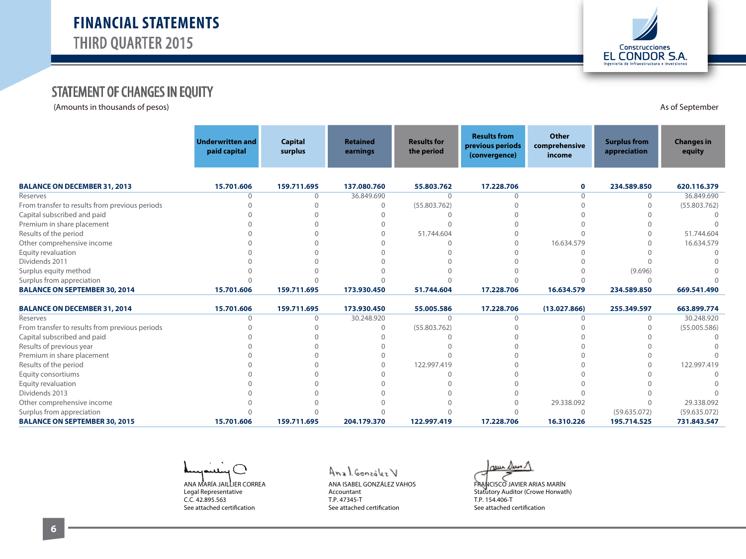# FINANCIAL STATEMENTS

## THIRD QUARTER 2015

Construcciones EL CONDOR S.A.
Ingeniería de Infraestructura e Inversiones

## STATEMENT OF CHANGES IN EQUITY

(Amounts in thousands of pesos)

As of September

| | Underwritten and paid capital | Capital surplus | Retained earnings | Results for the period | Results from previous periods (convergence) | Other comprehensive income | Surplus from appreciation | Changes in equity |
|---|---|---|---|---|---|---|---|---|
| **BALANCE ON DECEMBER 31, 2013** | **15.701.606** | **159.711.695** | **137.080.760** | **55.803.762** | **17.228.706** | **0** | **234.589.850** | **620.116.379** |
| Reserves | 0 | 0 | 36.849.690 | 0 | 0 | 0 | 0 | 36.849.690 |
| From transfer to results from previous periods | 0 | 0 | 0 | (55.803.762) | 0 | 0 | 0 | (55.803.762) |
| Capital subscribed and paid | 0 | 0 | 0 | 0 | 0 | 0 | 0 | 0 |
| Premium in share placement | 0 | 0 | 0 | 0 | 0 | 0 | 0 | 0 |
| Results of the period | 0 | 0 | 0 | 51.744.604 | 0 | 0 | 0 | 51.744.604 |
| Other comprehensive income | 0 | 0 | 0 | 0 | 0 | 16.634.579 | 0 | 16.634.579 |
| Equity revaluation | 0 | 0 | 0 | 0 | 0 | 0 | 0 | 0 |
| Dividends 2011 | 0 | 0 | 0 | 0 | 0 | 0 | 0 | 0 |
| Surplus equity method | 0 | 0 | 0 | 0 | 0 | 0 | (9.696) | 0 |
| Surplus from appreciation | 0 | 0 | 0 | 0 | 0 | 0 | 0 | 0 |
| **BALANCE ON SEPTEMBER 30, 2014** | **15.701.606** | **159.711.695** | **173.930.450** | **51.744.604** | **17.228.706** | **16.634.579** | **234.589.850** | **669.541.490** |
| **BALANCE ON DECEMBER 31, 2014** | **15.701.606** | **159.711.695** | **173.930.450** | **55.005.586** | **17.228.706** | **(13.027.866)** | **255.349.597** | **663.899.774** |
| Reserves | 0 | 0 | 30.248.920 | 0 | 0 | 0 | 0 | 30.248.920 |
| From transfer to results from previous periods | 0 | 0 | 0 | (55.803.762) | 0 | 0 | 0 | (55.005.586) |
| Capital subscribed and paid | 0 | 0 | 0 | 0 | 0 | 0 | 0 | 0 |
| Results of previous year | 0 | 0 | 0 | 0 | 0 | 0 | 0 | 0 |
| Premium in share placement | 0 | 0 | 0 | 0 | 0 | 0 | 0 | 0 |
| Results of the period | 0 | 0 | 0 | 122.997.419 | 0 | 0 | 0 | 122.997.419 |
| Equity consortiums | 0 | 0 | 0 | 0 | 0 | 0 | 0 | 0 |
| Equity revaluation | 0 | 0 | 0 | 0 | 0 | 0 | 0 | 0 |
| Dividends 2013 | 0 | 0 | 0 | 0 | 0 | 0 | 0 | 0 |
| Other comprehensive income | 0 | 0 | 0 | 0 | 0 | 29.338.092 | 0 | 29.338.092 |
| Surplus from appreciation | 0 | 0 | 0 | 0 | 0 | 0 | (59.635.072) | (59.635.072) |
| **BALANCE ON SEPTEMBER 30, 2015** | **15.701.606** | **159.711.695** | **204.179.370** | **122.997.419** | **17.228.706** | **16.310.226** | **195.714.525** | **731.843.547** |

ANA MARÍA JAILLIER CORREA
Legal Representative
C.C. 42.895.563
See attached certification

ANA ISABEL GONZÁLEZ VAHOS
Accountant
T.P. 47345-T
See attached certification

FRANCISCO JAVIER ARIAS MARÍN
Statutory Auditor (Crowe Horwath)
T.P. 154.406-T
See attached certification